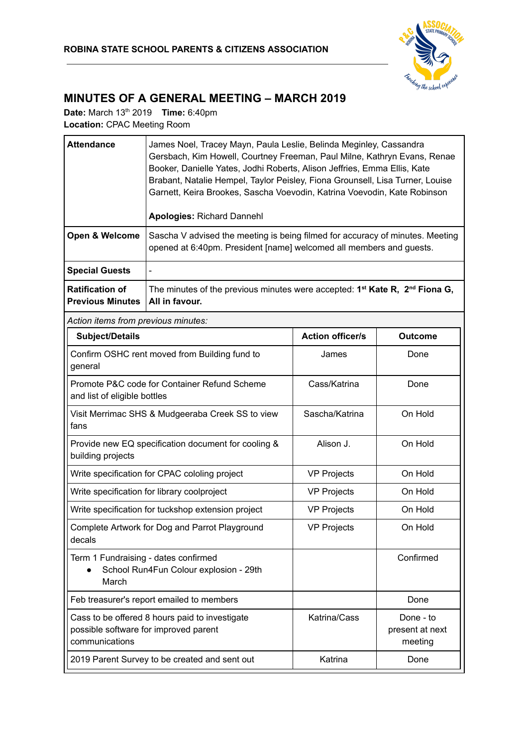**ROBINA STATE SCHOOL PARENTS & CITIZENS ASSOCIATION**

# MINUTES OF A GENERAL MEETING – MARCH 2019

**Date:** March 13th 2019 **Time:** 6:40pm
**Location:** CPAC Meeting Room

| | |
|---|---|
| **Attendance** | James Noel, Tracey Mayn, Paula Leslie, Belinda Meginley, Cassandra Gersbach, Kim Howell, Courtney Freeman, Paul Milne, Kathryn Evans, Renae Booker, Danielle Yates, Jodhi Roberts, Alison Jeffries, Emma Ellis, Kate Brabant, Natalie Hempel, Taylor Peisley, Fiona Grounsell, Lisa Turner, Louise Garnett, Keira Brookes, Sascha Voevodin, Katrina Voevodin, Kate Robinson<br><br>**Apologies:** Richard Dannehl |
| **Open & Welcome** | Sascha V advised the meeting is being filmed for accuracy of minutes. Meeting opened at 6:40pm. President [name] welcomed all members and guests. |
| **Special Guests** | - |
| **Ratification of Previous Minutes** | The minutes of the previous minutes were accepted: **1st Kate R, 2nd Fiona G, All in favour.** |

*Action items from previous minutes:*

| Subject/Details | Action officer/s | Outcome |
|---|---|---|
| Confirm OSHC rent moved from Building fund to general | James | Done |
| Promote P&C code for Container Refund Scheme and list of eligible bottles | Cass/Katrina | Done |
| Visit Merrimac SHS & Mudgeeraba Creek SS to view fans | Sascha/Katrina | On Hold |
| Provide new EQ specification document for cooling & building projects | Alison J. | On Hold |
| Write specification for CPAC cololing project | VP Projects | On Hold |
| Write specification for library coolproject | VP Projects | On Hold |
| Write specification for tuckshop extension project | VP Projects | On Hold |
| Complete Artwork for Dog and Parrot Playground decals | VP Projects | On Hold |
| Term 1 Fundraising - dates confirmed<br>● School Run4Fun Colour explosion - 29th March | | Confirmed |
| Feb treasurer's report emailed to members | | Done |
| Cass to be offered 8 hours paid to investigate possible software for improved parent communications | Katrina/Cass | Done - to present at next meeting |
| 2019 Parent Survey to be created and sent out | Katrina | Done |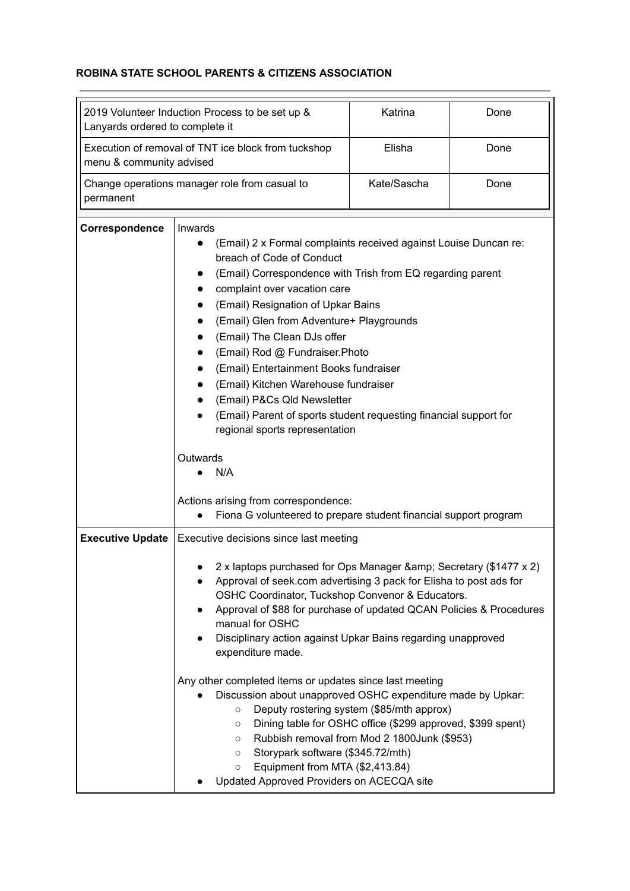**ROBINA STATE SCHOOL PARENTS & CITIZENS ASSOCIATION**

| | | |
|---|---|---|
| 2019 Volunteer Induction Process to be set up & Lanyards ordered to complete it | Katrina | Done |
| Execution of removal of TNT ice block from tuckshop menu & community advised | Elisha | Done |
| Change operations manager role from casual to permanent | Kate/Sascha | Done |

| | |
|---|---|
| **Correspondence** | Inwards<br>• (Email) 2 x Formal complaints received against Louise Duncan re: breach of Code of Conduct<br>• (Email) Correspondence with Trish from EQ regarding parent<br>• complaint over vacation care<br>• (Email) Resignation of Upkar Bains<br>• (Email) Glen from Adventure+ Playgrounds<br>• (Email) The Clean DJs offer<br>• (Email) Rod @ Fundraiser.Photo<br>• (Email) Entertainment Books fundraiser<br>• (Email) Kitchen Warehouse fundraiser<br>• (Email) P&Cs Qld Newsletter<br>• (Email) Parent of sports student requesting financial support for regional sports representation<br><br>Outwards<br>• N/A<br><br>Actions arising from correspondence:<br>• Fiona G volunteered to prepare student financial support program |
| **Executive Update** | Executive decisions since last meeting<br><br>• 2 x laptops purchased for Ops Manager &amp; Secretary ($1477 x 2)<br>• Approval of seek.com advertising 3 pack for Elisha to post ads for OSHC Coordinator, Tuckshop Convenor & Educators.<br>• Approval of $88 for purchase of updated QCAN Policies & Procedures manual for OSHC<br>• Disciplinary action against Upkar Bains regarding unapproved expenditure made.<br><br>Any other completed items or updates since last meeting<br>• Discussion about unapproved OSHC expenditure made by Upkar:<br>  ○ Deputy rostering system ($85/mth approx)<br>  ○ Dining table for OSHC office ($299 approved, $399 spent)<br>  ○ Rubbish removal from Mod 2 1800Junk ($953)<br>  ○ Storypark software ($345.72/mth)<br>  ○ Equipment from MTA ($2,413.84)<br>• Updated Approved Providers on ACECQA site |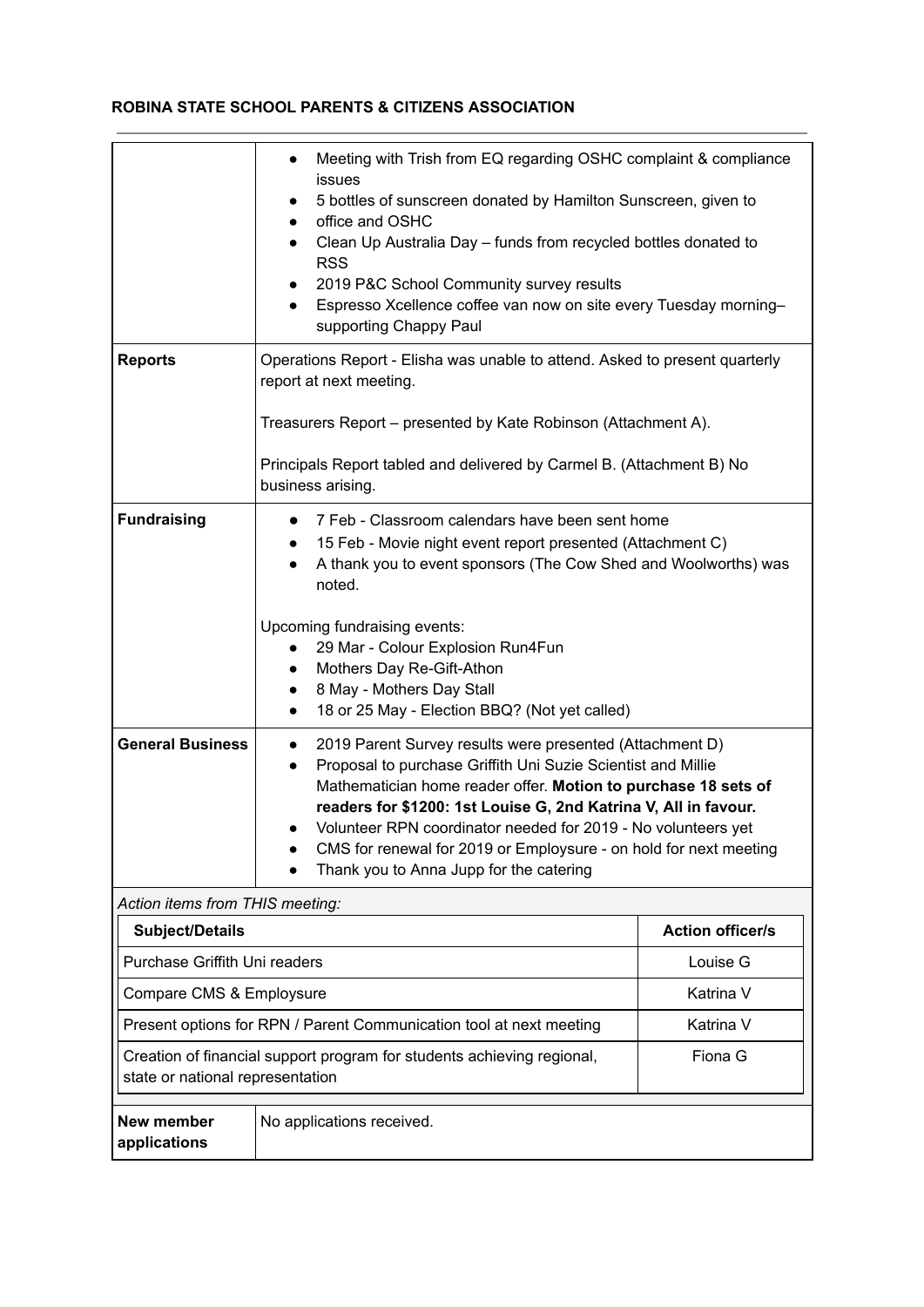**ROBINA STATE SCHOOL PARENTS & CITIZENS ASSOCIATION**

| | |
|---|---|
| | • Meeting with Trish from EQ regarding OSHC complaint & compliance issues<br>• 5 bottles of sunscreen donated by Hamilton Sunscreen, given to<br>• office and OSHC<br>• Clean Up Australia Day – funds from recycled bottles donated to RSS<br>• 2019 P&C School Community survey results<br>• Espresso Xcellence coffee van now on site every Tuesday morning– supporting Chappy Paul |
| **Reports** | Operations Report - Elisha was unable to attend. Asked to present quarterly report at next meeting.<br><br>Treasurers Report – presented by Kate Robinson (Attachment A).<br><br>Principals Report tabled and delivered by Carmel B. (Attachment B) No business arising. |
| **Fundraising** | • 7 Feb - Classroom calendars have been sent home<br>• 15 Feb - Movie night event report presented (Attachment C)<br>• A thank you to event sponsors (The Cow Shed and Woolworths) was noted.<br><br>Upcoming fundraising events:<br>• 29 Mar - Colour Explosion Run4Fun<br>• Mothers Day Re-Gift-Athon<br>• 8 May - Mothers Day Stall<br>• 18 or 25 May - Election BBQ? (Not yet called) |
| **General Business** | • 2019 Parent Survey results were presented (Attachment D)<br>• Proposal to purchase Griffith Uni Suzie Scientist and Millie Mathematician home reader offer. **Motion to purchase 18 sets of readers for $1200: 1st Louise G, 2nd Katrina V, All in favour.**<br>• Volunteer RPN coordinator needed for 2019 - No volunteers yet<br>• CMS for renewal for 2019 or Employsure - on hold for next meeting<br>• Thank you to Anna Jupp for the catering |

*Action items from THIS meeting:*

| Subject/Details | Action officer/s |
|---|---|
| Purchase Griffith Uni readers | Louise G |
| Compare CMS & Employsure | Katrina V |
| Present options for RPN / Parent Communication tool at next meeting | Katrina V |
| Creation of financial support program for students achieving regional, state or national representation | Fiona G |

| | |
|---|---|
| **New member applications** | No applications received. |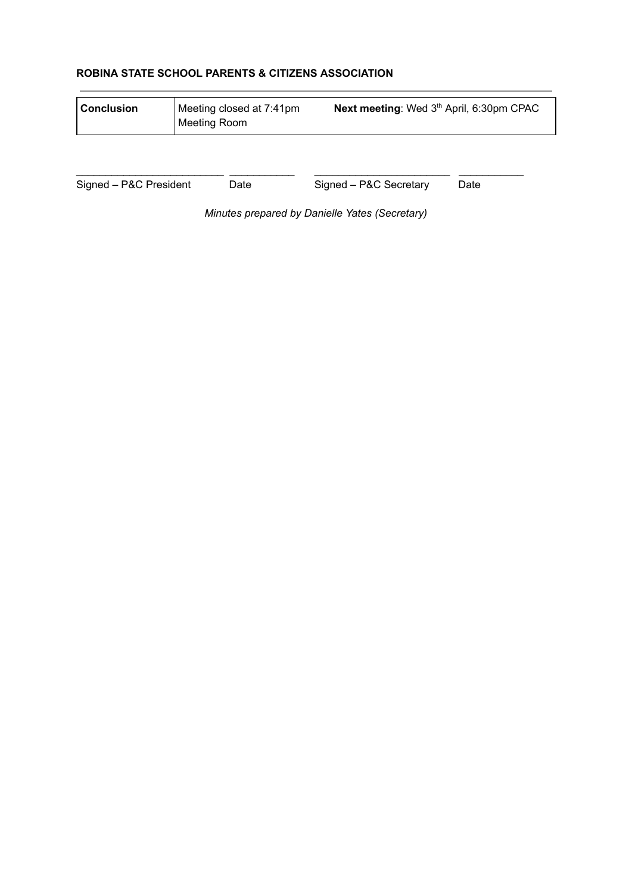| | | |
|---|---|---|
| **Conclusion** | Meeting closed at 7:41pm<br>Meeting Room | **Next meeting**: Wed 3th April, 6:30pm CPAC |

\_\_\_\_\_\_\_\_\_\_\_\_\_\_\_\_\_\_\_\_\_\_\_\_\_\_ \_\_\_\_\_\_\_\_\_\_\_\_ \_\_\_\_\_\_\_\_\_\_\_\_\_\_\_\_\_\_\_\_\_\_\_\_\_\_ \_\_\_\_\_\_\_\_\_\_\_\_

Signed – P&C President Date Signed – P&C Secretary Date

*Minutes prepared by Danielle Yates (Secretary)*